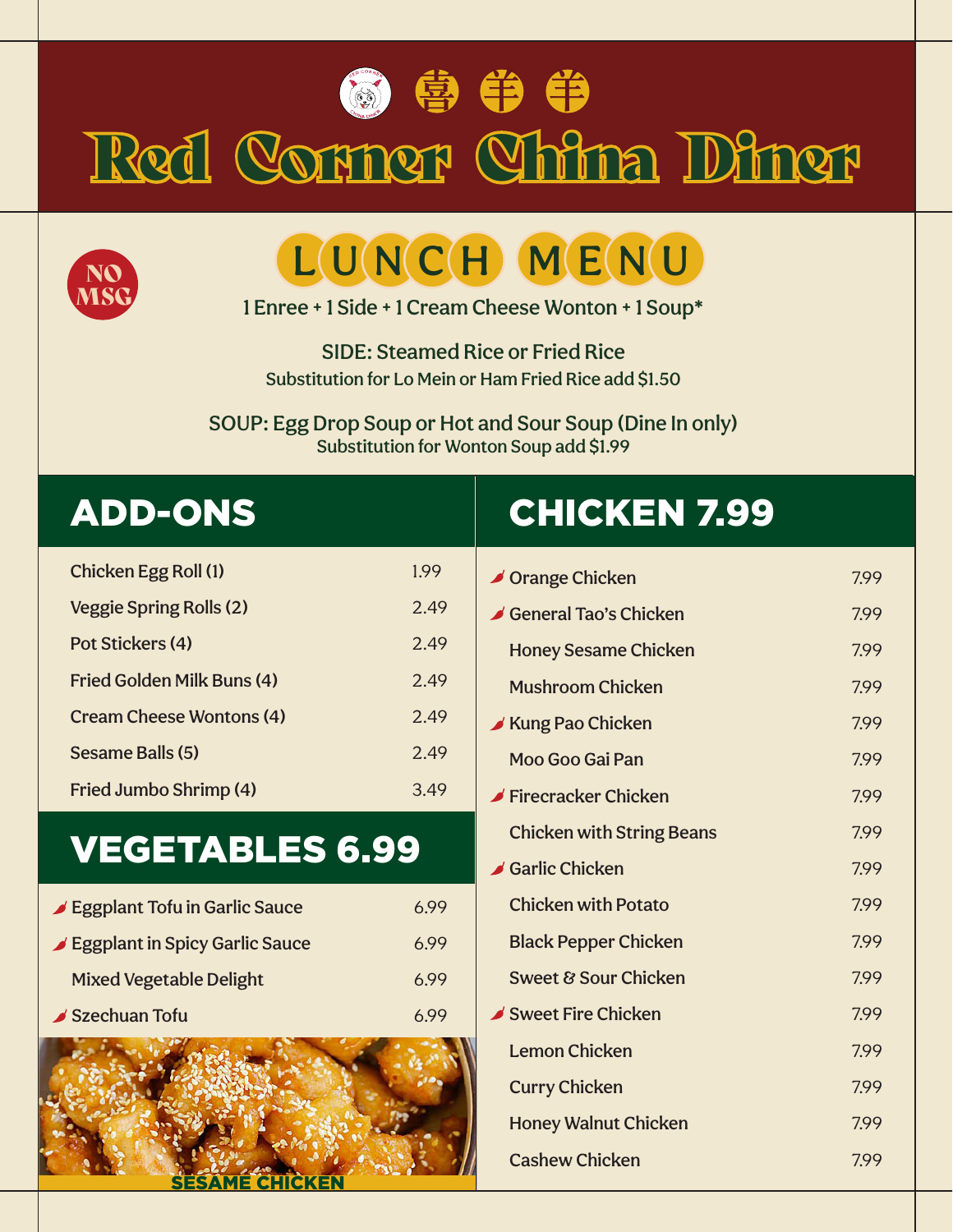# Red Corner China Diner

喜 羊 羊

NO MSG

## LUNCH MENU

1 Enree + 1 Side + 1 Cream Cheese Wonton + 1 Soup*

SIDE: Steamed Rice or Fried Rice
Substitution for Lo Mein or Ham Fried Rice add $1.50

SOUP: Egg Drop Soup or Hot and Sour Soup (Dine In only)
Substitution for Wonton Soup add $1.99

## ADD-ONS

| Item | Price |
| --- | --- |
| Chicken Egg Roll (1) | 1.99 |
| Veggie Spring Rolls (2) | 2.49 |
| Pot Stickers (4) | 2.49 |
| Fried Golden Milk Buns (4) | 2.49 |
| Cream Cheese Wontons (4) | 2.49 |
| Sesame Balls (5) | 2.49 |
| Fried Jumbo Shrimp (4) | 3.49 |

## VEGETABLES 6.99

| Item | Price |
| --- | --- |
| 🌶 Eggplant Tofu in Garlic Sauce | 6.99 |
| 🌶 Eggplant in Spicy Garlic Sauce | 6.99 |
| Mixed Vegetable Delight | 6.99 |
| 🌶 Szechuan Tofu | 6.99 |

SESAME CHICKEN

## CHICKEN 7.99

| Item | Price |
| --- | --- |
| 🌶 Orange Chicken | 7.99 |
| 🌶 General Tao's Chicken | 7.99 |
| Honey Sesame Chicken | 7.99 |
| Mushroom Chicken | 7.99 |
| 🌶 Kung Pao Chicken | 7.99 |
| Moo Goo Gai Pan | 7.99 |
| 🌶 Firecracker Chicken | 7.99 |
| Chicken with String Beans | 7.99 |
| 🌶 Garlic Chicken | 7.99 |
| Chicken with Potato | 7.99 |
| Black Pepper Chicken | 7.99 |
| Sweet & Sour Chicken | 7.99 |
| 🌶 Sweet Fire Chicken | 7.99 |
| Lemon Chicken | 7.99 |
| Curry Chicken | 7.99 |
| Honey Walnut Chicken | 7.99 |
| Cashew Chicken | 7.99 |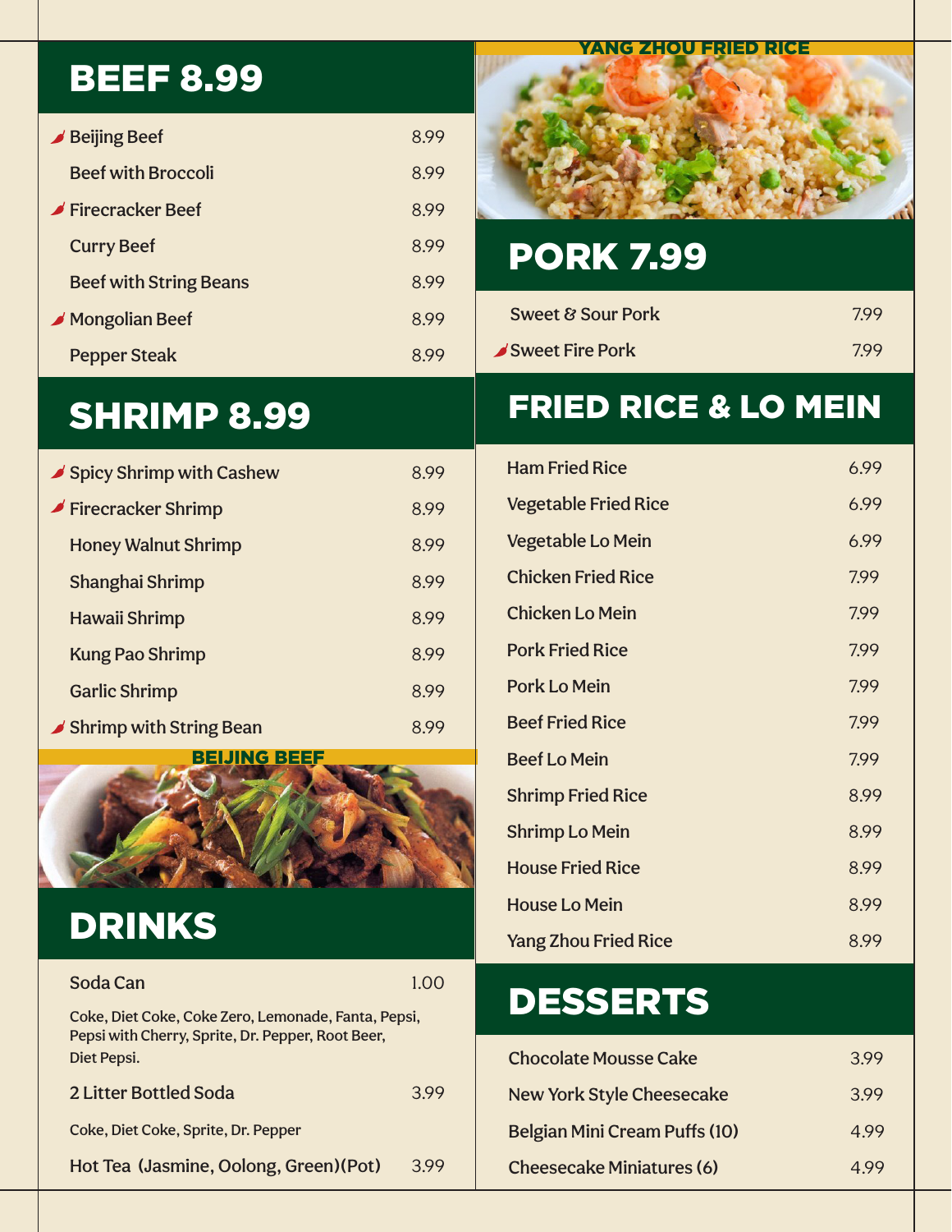## BEEF 8.99

| | |
|---|---|
| Beijing Beef | 8.99 |
| Beef with Broccoli | 8.99 |
| Firecracker Beef | 8.99 |
| Curry Beef | 8.99 |
| Beef with String Beans | 8.99 |
| Mongolian Beef | 8.99 |
| Pepper Steak | 8.99 |

## SHRIMP 8.99

| | |
|---|---|
| Spicy Shrimp with Cashew | 8.99 |
| Firecracker Shrimp | 8.99 |
| Honey Walnut Shrimp | 8.99 |
| Shanghai Shrimp | 8.99 |
| Hawaii Shrimp | 8.99 |
| Kung Pao Shrimp | 8.99 |
| Garlic Shrimp | 8.99 |
| Shrimp with String Bean | 8.99 |

BEIJING BEEF

## DRINKS

| | |
|---|---|
| Soda Can | 1.00 |

Coke, Diet Coke, Coke Zero, Lemonade, Fanta, Pepsi, Pepsi with Cherry, Sprite, Dr. Pepper, Root Beer, Diet Pepsi.

| | |
|---|---|
| 2 Litter Bottled Soda | 3.99 |

Coke, Diet Coke, Sprite, Dr. Pepper

| | |
|---|---|
| Hot Tea (Jasmine, Oolong, Green)(Pot) | 3.99 |

YANG ZHOU FRIED RICE

## PORK 7.99

| | |
|---|---|
| Sweet & Sour Pork | 7.99 |
| Sweet Fire Pork | 7.99 |

## FRIED RICE & LO MEIN

| | |
|---|---|
| Ham Fried Rice | 6.99 |
| Vegetable Fried Rice | 6.99 |
| Vegetable Lo Mein | 6.99 |
| Chicken Fried Rice | 7.99 |
| Chicken Lo Mein | 7.99 |
| Pork Fried Rice | 7.99 |
| Pork Lo Mein | 7.99 |
| Beef Fried Rice | 7.99 |
| Beef Lo Mein | 7.99 |
| Shrimp Fried Rice | 8.99 |
| Shrimp Lo Mein | 8.99 |
| House Fried Rice | 8.99 |
| House Lo Mein | 8.99 |
| Yang Zhou Fried Rice | 8.99 |

## DESSERTS

| | |
|---|---|
| Chocolate Mousse Cake | 3.99 |
| New York Style Cheesecake | 3.99 |
| Belgian Mini Cream Puffs (10) | 4.99 |
| Cheesecake Miniatures (6) | 4.99 |